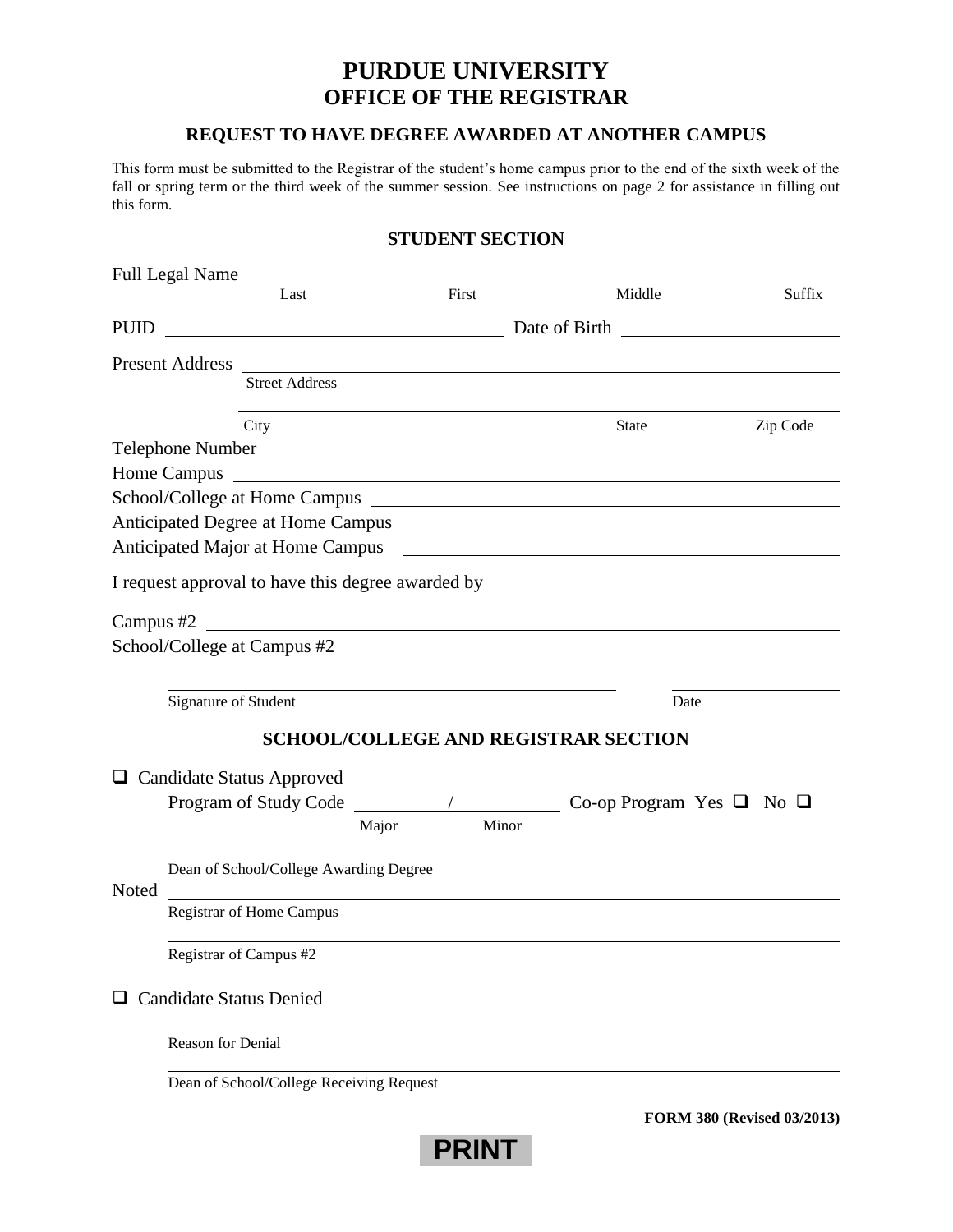# PURDUE UNIVERSITY
## OFFICE OF THE REGISTRAR

### REQUEST TO HAVE DEGREE AWARDED AT ANOTHER CAMPUS

This form must be submitted to the Registrar of the student's home campus prior to the end of the sixth week of the fall or spring term or the third week of the summer session. See instructions on page 2 for assistance in filling out this form.

### STUDENT SECTION

Full Legal Name ______________________________________________
Last First Middle Suffix

PUID ______________________ Date of Birth ______________________

Present Address ______________________________________________
Street Address

______________________________________________
City State Zip Code

Telephone Number ______________________

Home Campus ______________________________________________

School/College at Home Campus ______________________________________________

Anticipated Degree at Home Campus ______________________________________________

Anticipated Major at Home Campus ______________________________________________

I request approval to have this degree awarded by

Campus #2 ______________________________________________

School/College at Campus #2 ______________________________________________

______________________________ ______________
Signature of Student Date

### SCHOOL/COLLEGE AND REGISTRAR SECTION

❑ Candidate Status Approved

Program of Study Code ________/________ Co-op Program Yes ❑ No ❑
Major Minor

______________________________________________
Dean of School/College Awarding Degree

Noted ______________________________________________
Registrar of Home Campus

______________________________________________
Registrar of Campus #2

❑ Candidate Status Denied

______________________________________________
Reason for Denial

______________________________________________
Dean of School/College Receiving Request

**FORM 380 (Revised 03/2013)**

**PRINT**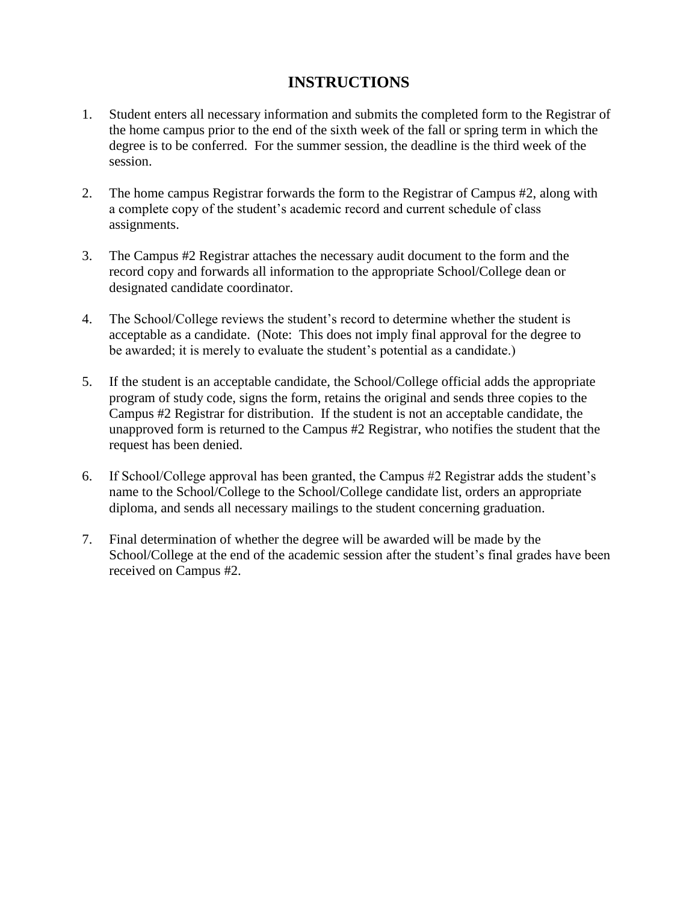# INSTRUCTIONS

1. Student enters all necessary information and submits the completed form to the Registrar of the home campus prior to the end of the sixth week of the fall or spring term in which the degree is to be conferred. For the summer session, the deadline is the third week of the session.

2. The home campus Registrar forwards the form to the Registrar of Campus #2, along with a complete copy of the student's academic record and current schedule of class assignments.

3. The Campus #2 Registrar attaches the necessary audit document to the form and the record copy and forwards all information to the appropriate School/College dean or designated candidate coordinator.

4. The School/College reviews the student's record to determine whether the student is acceptable as a candidate. (Note: This does not imply final approval for the degree to be awarded; it is merely to evaluate the student's potential as a candidate.)

5. If the student is an acceptable candidate, the School/College official adds the appropriate program of study code, signs the form, retains the original and sends three copies to the Campus #2 Registrar for distribution. If the student is not an acceptable candidate, the unapproved form is returned to the Campus #2 Registrar, who notifies the student that the request has been denied.

6. If School/College approval has been granted, the Campus #2 Registrar adds the student's name to the School/College to the School/College candidate list, orders an appropriate diploma, and sends all necessary mailings to the student concerning graduation.

7. Final determination of whether the degree will be awarded will be made by the School/College at the end of the academic session after the student's final grades have been received on Campus #2.